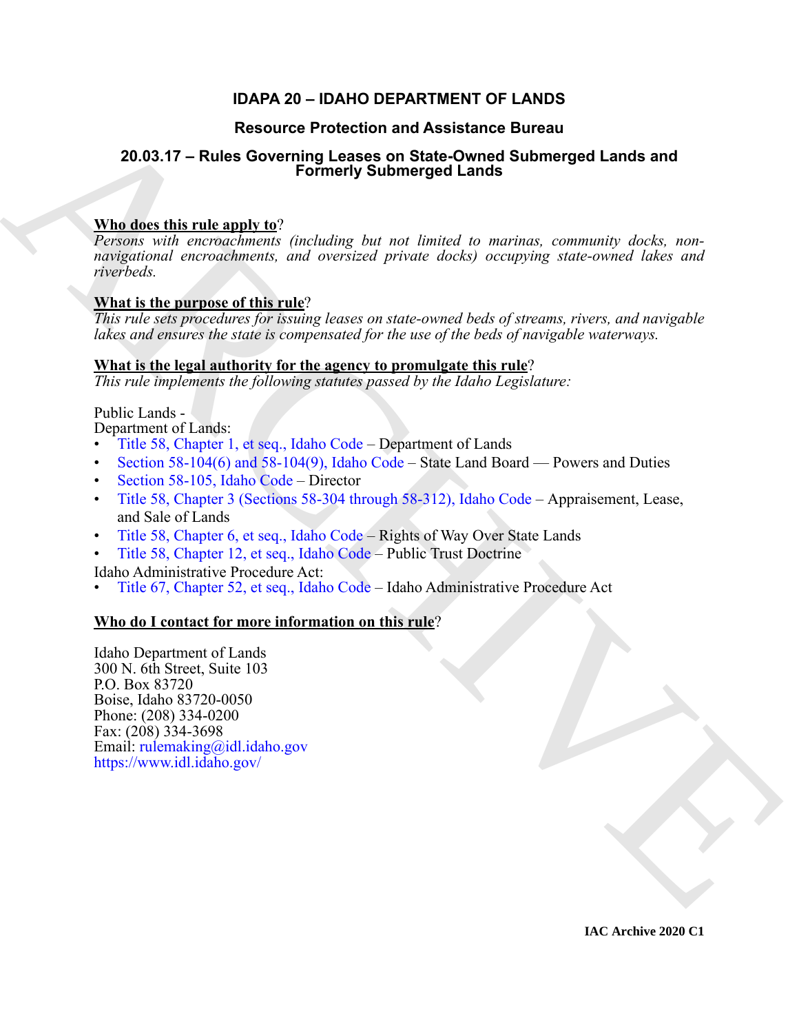# IDAPA 20 – IDAHO DEPARTMENT OF LANDS

## Resource Protection and Assistance Bureau

## 20.03.17 – Rules Governing Leases on State-Owned Submerged Lands and Formerly Submerged Lands

**Who does this rule apply to?**
*Persons with encroachments (including but not limited to marinas, community docks, non-navigational encroachments, and oversized private docks) occupying state-owned lakes and riverbeds.*

**What is the purpose of this rule?**
*This rule sets procedures for issuing leases on state-owned beds of streams, rivers, and navigable lakes and ensures the state is compensated for the use of the beds of navigable waterways.*

**What is the legal authority for the agency to promulgate this rule?**
*This rule implements the following statutes passed by the Idaho Legislature:*

Public Lands -
Department of Lands:
- Title 58, Chapter 1, et seq., Idaho Code – Department of Lands
- Section 58-104(6) and 58-104(9), Idaho Code – State Land Board — Powers and Duties
- Section 58-105, Idaho Code – Director
- Title 58, Chapter 3 (Sections 58-304 through 58-312), Idaho Code – Appraisement, Lease, and Sale of Lands
- Title 58, Chapter 6, et seq., Idaho Code – Rights of Way Over State Lands
- Title 58, Chapter 12, et seq., Idaho Code – Public Trust Doctrine

Idaho Administrative Procedure Act:
- Title 67, Chapter 52, et seq., Idaho Code – Idaho Administrative Procedure Act

**Who do I contact for more information on this rule?**

Idaho Department of Lands
300 N. 6th Street, Suite 103
P.O. Box 83720
Boise, Idaho 83720-0050
Phone: (208) 334-0200
Fax: (208) 334-3698
Email: rulemaking@idl.idaho.gov
https://www.idl.idaho.gov/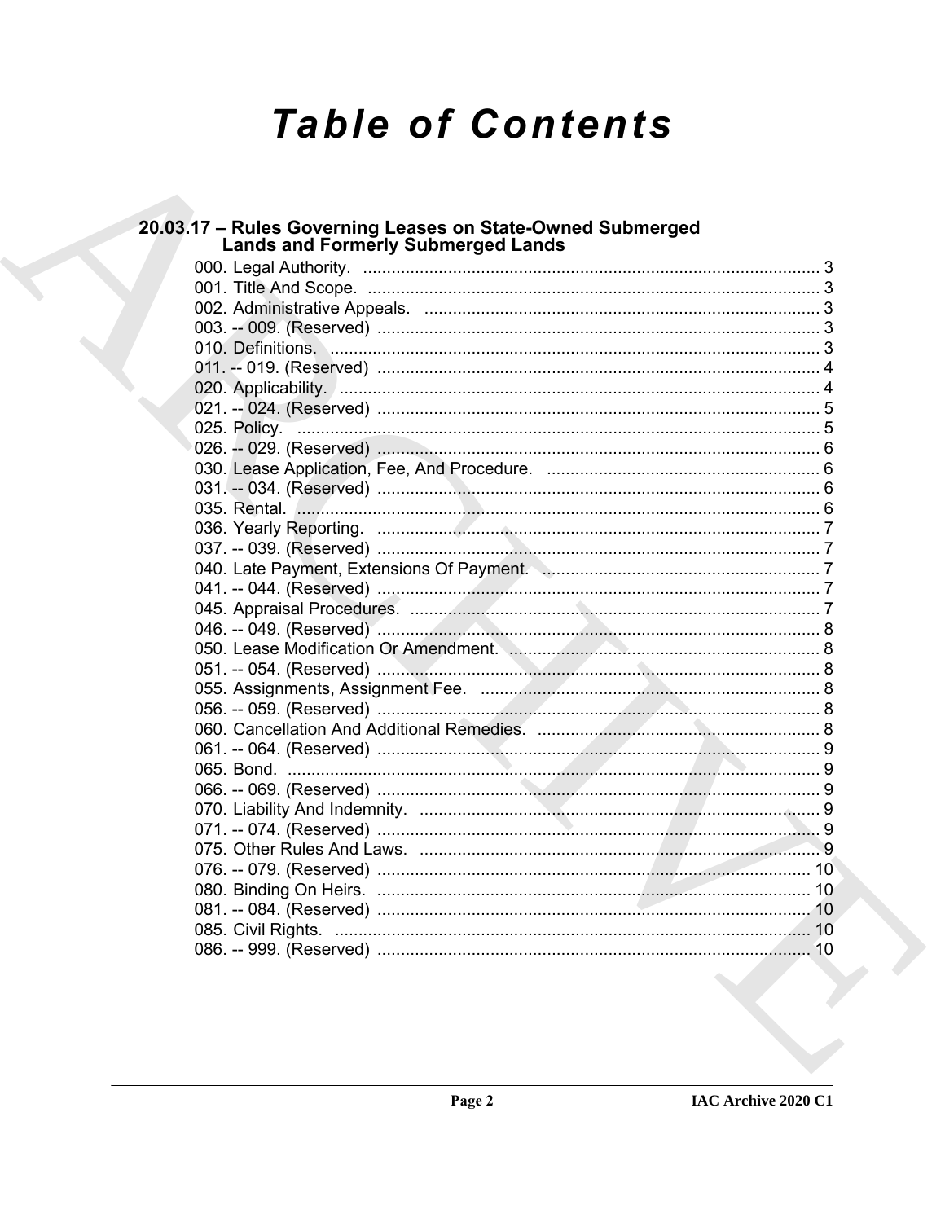# Table of Contents

## 20.03.17 – Rules Governing Leases on State-Owned Submerged Lands and Formerly Submerged Lands

000. Legal Authority. ..... 3
001. Title And Scope. ..... 3
002. Administrative Appeals. ..... 3
003. -- 009. (Reserved) ..... 3
010. Definitions. ..... 3
011. -- 019. (Reserved) ..... 4
020. Applicability. ..... 4
021. -- 024. (Reserved) ..... 5
025. Policy. ..... 5
026. -- 029. (Reserved) ..... 6
030. Lease Application, Fee, And Procedure. ..... 6
031. -- 034. (Reserved) ..... 6
035. Rental. ..... 6
036. Yearly Reporting. ..... 7
037. -- 039. (Reserved) ..... 7
040. Late Payment, Extensions Of Payment. ..... 7
041. -- 044. (Reserved) ..... 7
045. Appraisal Procedures. ..... 7
046. -- 049. (Reserved) ..... 8
050. Lease Modification Or Amendment. ..... 8
051. -- 054. (Reserved) ..... 8
055. Assignments, Assignment Fee. ..... 8
056. -- 059. (Reserved) ..... 8
060. Cancellation And Additional Remedies. ..... 8
061. -- 064. (Reserved) ..... 9
065. Bond. ..... 9
066. -- 069. (Reserved) ..... 9
070. Liability And Indemnity. ..... 9
071. -- 074. (Reserved) ..... 9
075. Other Rules And Laws. ..... 9
076. -- 079. (Reserved) ..... 10
080. Binding On Heirs. ..... 10
081. -- 084. (Reserved) ..... 10
085. Civil Rights. ..... 10
086. -- 999. (Reserved) ..... 10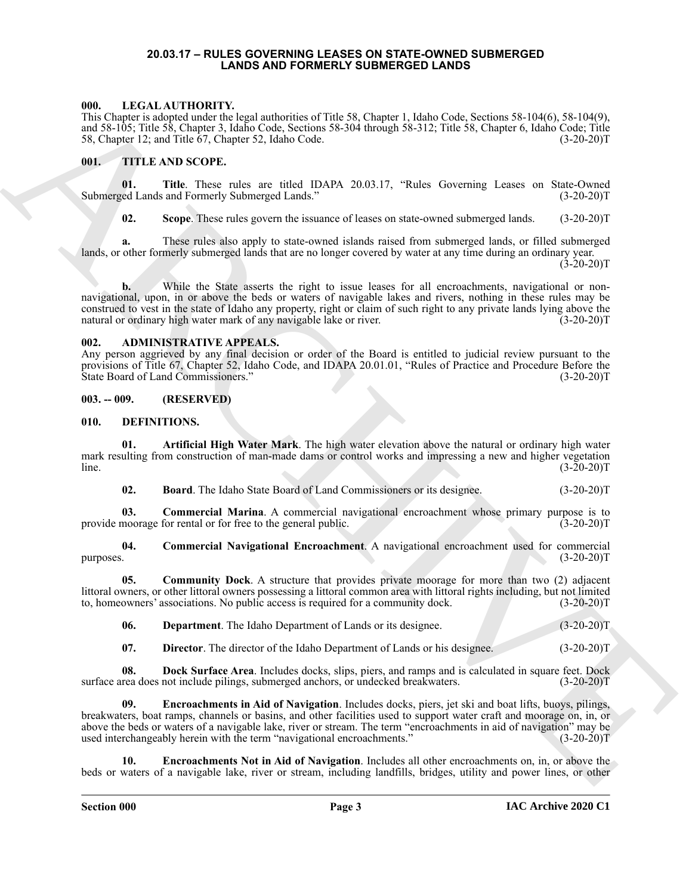# 20.03.17 – RULES GOVERNING LEASES ON STATE-OWNED SUBMERGED LANDS AND FORMERLY SUBMERGED LANDS

## 000. LEGAL AUTHORITY.

This Chapter is adopted under the legal authorities of Title 58, Chapter 1, Idaho Code, Sections 58-104(6), 58-104(9), and 58-105; Title 58, Chapter 3, Idaho Code, Sections 58-304 through 58-312; Title 58, Chapter 6, Idaho Code; Title 58, Chapter 12; and Title 67, Chapter 52, Idaho Code. (3-20-20)T

## 001. TITLE AND SCOPE.

**01. Title**. These rules are titled IDAPA 20.03.17, "Rules Governing Leases on State-Owned Submerged Lands and Formerly Submerged Lands." (3-20-20)T

**02. Scope**. These rules govern the issuance of leases on state-owned submerged lands. (3-20-20)T

**a.** These rules also apply to state-owned islands raised from submerged lands, or filled submerged lands, or other formerly submerged lands that are no longer covered by water at any time during an ordinary year. (3-20-20)T

**b.** While the State asserts the right to issue leases for all encroachments, navigational or non-navigational, upon, in or above the beds or waters of navigable lakes and rivers, nothing in these rules may be construed to vest in the state of Idaho any property, right or claim of such right to any private lands lying above the natural or ordinary high water mark of any navigable lake or river. (3-20-20)T

## 002. ADMINISTRATIVE APPEALS.

Any person aggrieved by any final decision or order of the Board is entitled to judicial review pursuant to the provisions of Title 67, Chapter 52, Idaho Code, and IDAPA 20.01.01, "Rules of Practice and Procedure Before the State Board of Land Commissioners." (3-20-20)T

## 003. -- 009. (RESERVED)

## 010. DEFINITIONS.

**01. Artificial High Water Mark**. The high water elevation above the natural or ordinary high water mark resulting from construction of man-made dams or control works and impressing a new and higher vegetation line. (3-20-20)T

**02. Board**. The Idaho State Board of Land Commissioners or its designee. (3-20-20)T

**03. Commercial Marina**. A commercial navigational encroachment whose primary purpose is to provide moorage for rental or for free to the general public. (3-20-20)T

**04. Commercial Navigational Encroachment**. A navigational encroachment used for commercial purposes. (3-20-20)T

**05. Community Dock**. A structure that provides private moorage for more than two (2) adjacent littoral owners, or other littoral owners possessing a littoral common area with littoral rights including, but not limited to, homeowners' associations. No public access is required for a community dock. (3-20-20)T

**06. Department**. The Idaho Department of Lands or its designee. (3-20-20)T

**07. Director**. The director of the Idaho Department of Lands or his designee. (3-20-20)T

**08. Dock Surface Area**. Includes docks, slips, piers, and ramps and is calculated in square feet. Dock surface area does not include pilings, submerged anchors, or undecked breakwaters. (3-20-20)T

**09. Encroachments in Aid of Navigation**. Includes docks, piers, jet ski and boat lifts, buoys, pilings, breakwaters, boat ramps, channels or basins, and other facilities used to support water craft and moorage on, in, or above the beds or waters of a navigable lake, river or stream. The term "encroachments in aid of navigation" may be used interchangeably herein with the term "navigational encroachments." (3-20-20)T

**10. Encroachments Not in Aid of Navigation**. Includes all other encroachments on, in, or above the beds or waters of a navigable lake, river or stream, including landfills, bridges, utility and power lines, or other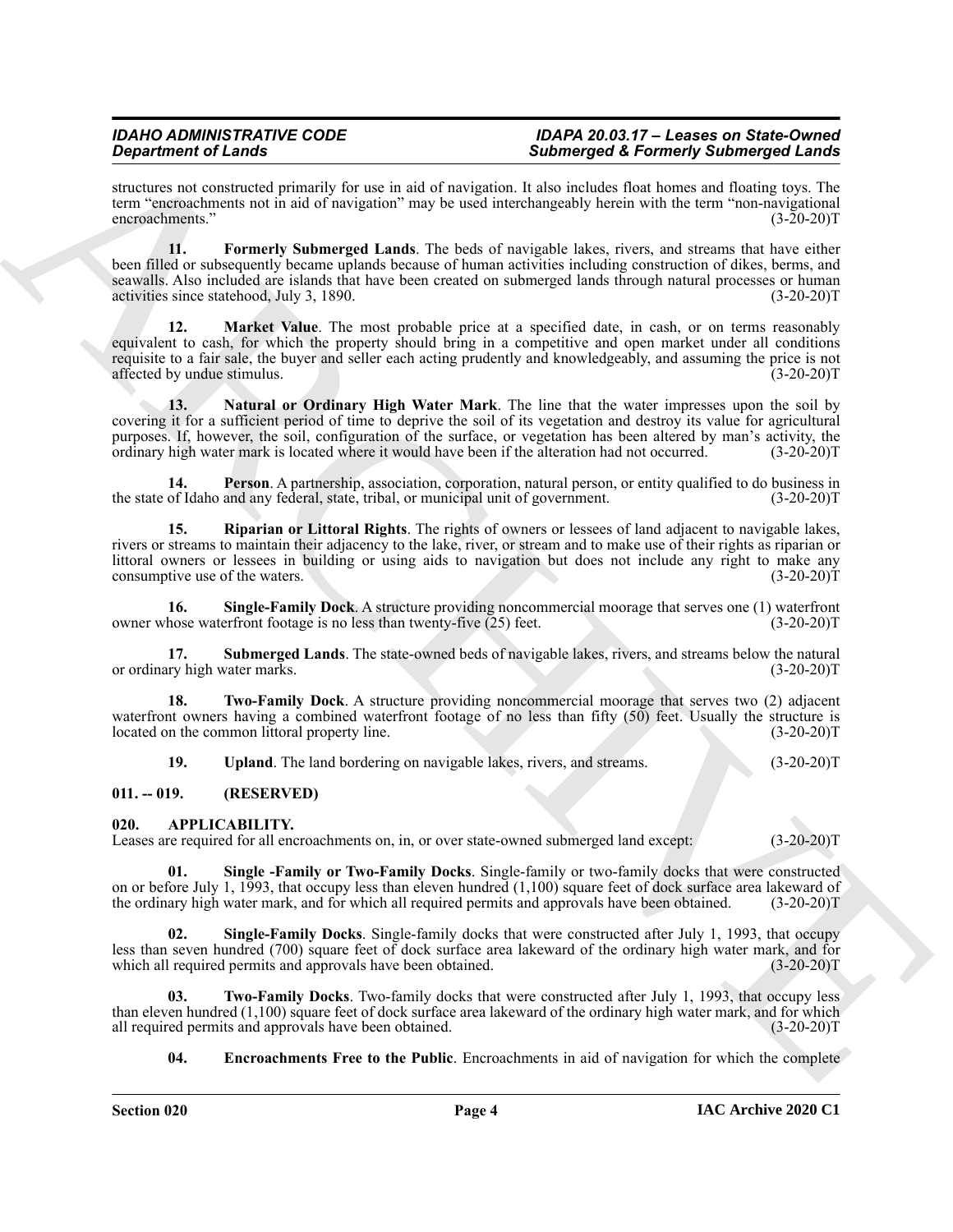structures not constructed primarily for use in aid of navigation. It also includes float homes and floating toys. The term "encroachments not in aid of navigation" may be used interchangeably herein with the term "non-navigational encroachments." (3-20-20)T

**11. Formerly Submerged Lands**. The beds of navigable lakes, rivers, and streams that have either been filled or subsequently became uplands because of human activities including construction of dikes, berms, and seawalls. Also included are islands that have been created on submerged lands through natural processes or human activities since statehood, July 3, 1890. (3-20-20)T

**12. Market Value**. The most probable price at a specified date, in cash, or on terms reasonably equivalent to cash, for which the property should bring in a competitive and open market under all conditions requisite to a fair sale, the buyer and seller each acting prudently and knowledgeably, and assuming the price is not affected by undue stimulus. (3-20-20)T

**13. Natural or Ordinary High Water Mark**. The line that the water impresses upon the soil by covering it for a sufficient period of time to deprive the soil of its vegetation and destroy its value for agricultural purposes. If, however, the soil, configuration of the surface, or vegetation has been altered by man's activity, the ordinary high water mark is located where it would have been if the alteration had not occurred. (3-20-20)T

**14. Person**. A partnership, association, corporation, natural person, or entity qualified to do business in the state of Idaho and any federal, state, tribal, or municipal unit of government. (3-20-20)T

**15. Riparian or Littoral Rights**. The rights of owners or lessees of land adjacent to navigable lakes, rivers or streams to maintain their adjacency to the lake, river, or stream and to make use of their rights as riparian or littoral owners or lessees in building or using aids to navigation but does not include any right to make any consumptive use of the waters. (3-20-20)T

**16. Single-Family Dock**. A structure providing noncommercial moorage that serves one (1) waterfront owner whose waterfront footage is no less than twenty-five (25) feet. (3-20-20)T

**17. Submerged Lands**. The state-owned beds of navigable lakes, rivers, and streams below the natural or ordinary high water marks. (3-20-20)T

**18. Two-Family Dock**. A structure providing noncommercial moorage that serves two (2) adjacent waterfront owners having a combined waterfront footage of no less than fifty (50) feet. Usually the structure is located on the common littoral property line. (3-20-20)T

**19. Upland**. The land bordering on navigable lakes, rivers, and streams. (3-20-20)T

## 011. -- 019. (RESERVED)

## 020. APPLICABILITY.

Leases are required for all encroachments on, in, or over state-owned submerged land except: (3-20-20)T

**01. Single -Family or Two-Family Docks**. Single-family or two-family docks that were constructed on or before July 1, 1993, that occupy less than eleven hundred (1,100) square feet of dock surface area lakeward of the ordinary high water mark, and for which all required permits and approvals have been obtained. (3-20-20)T

**02. Single-Family Docks**. Single-family docks that were constructed after July 1, 1993, that occupy less than seven hundred (700) square feet of dock surface area lakeward of the ordinary high water mark, and for which all required permits and approvals have been obtained. (3-20-20)T

**03. Two-Family Docks**. Two-family docks that were constructed after July 1, 1993, that occupy less than eleven hundred (1,100) square feet of dock surface area lakeward of the ordinary high water mark, and for which all required permits and approvals have been obtained. (3-20-20)T

**04. Encroachments Free to the Public**. Encroachments in aid of navigation for which the complete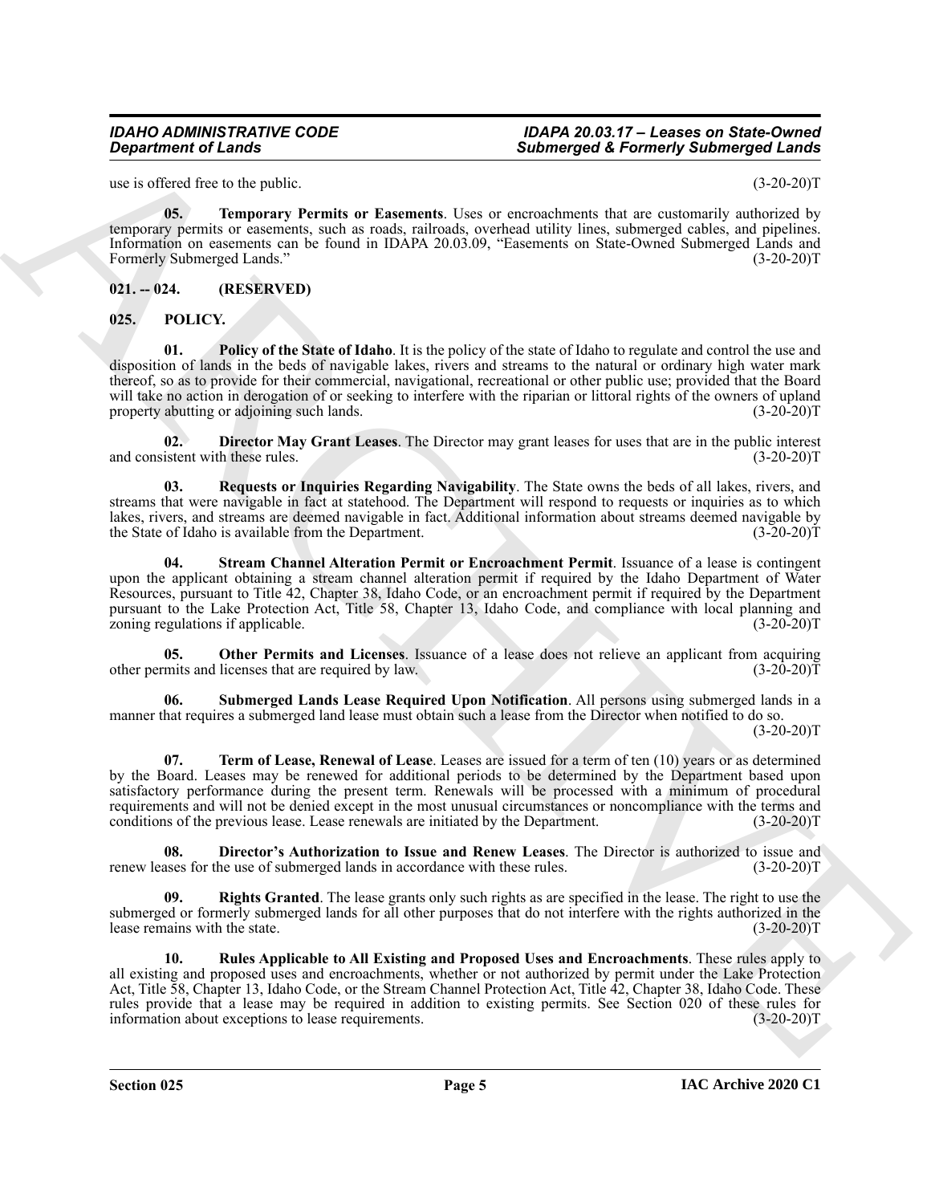use is offered free to the public. (3-20-20)T

**05. Temporary Permits or Easements**. Uses or encroachments that are customarily authorized by temporary permits or easements, such as roads, railroads, overhead utility lines, submerged cables, and pipelines. Information on easements can be found in IDAPA 20.03.09, "Easements on State-Owned Submerged Lands and Formerly Submerged Lands." (3-20-20)T

## 021. -- 024. (RESERVED)

## 025. POLICY.

**01. Policy of the State of Idaho**. It is the policy of the state of Idaho to regulate and control the use and disposition of lands in the beds of navigable lakes, rivers and streams to the natural or ordinary high water mark thereof, so as to provide for their commercial, navigational, recreational or other public use; provided that the Board will take no action in derogation of or seeking to interfere with the riparian or littoral rights of the owners of upland property abutting or adjoining such lands. (3-20-20)T

**02. Director May Grant Leases**. The Director may grant leases for uses that are in the public interest and consistent with these rules. (3-20-20)T

**03. Requests or Inquiries Regarding Navigability**. The State owns the beds of all lakes, rivers, and streams that were navigable in fact at statehood. The Department will respond to requests or inquiries as to which lakes, rivers, and streams are deemed navigable in fact. Additional information about streams deemed navigable by the State of Idaho is available from the Department. (3-20-20)T

**04. Stream Channel Alteration Permit or Encroachment Permit**. Issuance of a lease is contingent upon the applicant obtaining a stream channel alteration permit if required by the Idaho Department of Water Resources, pursuant to Title 42, Chapter 38, Idaho Code, or an encroachment permit if required by the Department pursuant to the Lake Protection Act, Title 58, Chapter 13, Idaho Code, and compliance with local planning and zoning regulations if applicable. (3-20-20)T

**05. Other Permits and Licenses**. Issuance of a lease does not relieve an applicant from acquiring other permits and licenses that are required by law. (3-20-20)T

**06. Submerged Lands Lease Required Upon Notification**. All persons using submerged lands in a manner that requires a submerged land lease must obtain such a lease from the Director when notified to do so. (3-20-20)T

**07. Term of Lease, Renewal of Lease**. Leases are issued for a term of ten (10) years or as determined by the Board. Leases may be renewed for additional periods to be determined by the Department based upon satisfactory performance during the present term. Renewals will be processed with a minimum of procedural requirements and will not be denied except in the most unusual circumstances or noncompliance with the terms and conditions of the previous lease. Lease renewals are initiated by the Department. (3-20-20)T

**08. Director's Authorization to Issue and Renew Leases**. The Director is authorized to issue and renew leases for the use of submerged lands in accordance with these rules. (3-20-20)T

**09. Rights Granted**. The lease grants only such rights as are specified in the lease. The right to use the submerged or formerly submerged lands for all other purposes that do not interfere with the rights authorized in the lease remains with the state. (3-20-20)T

**10. Rules Applicable to All Existing and Proposed Uses and Encroachments**. These rules apply to all existing and proposed uses and encroachments, whether or not authorized by permit under the Lake Protection Act, Title 58, Chapter 13, Idaho Code, or the Stream Channel Protection Act, Title 42, Chapter 38, Idaho Code. These rules provide that a lease may be required in addition to existing permits. See Section 020 of these rules for information about exceptions to lease requirements. (3-20-20)T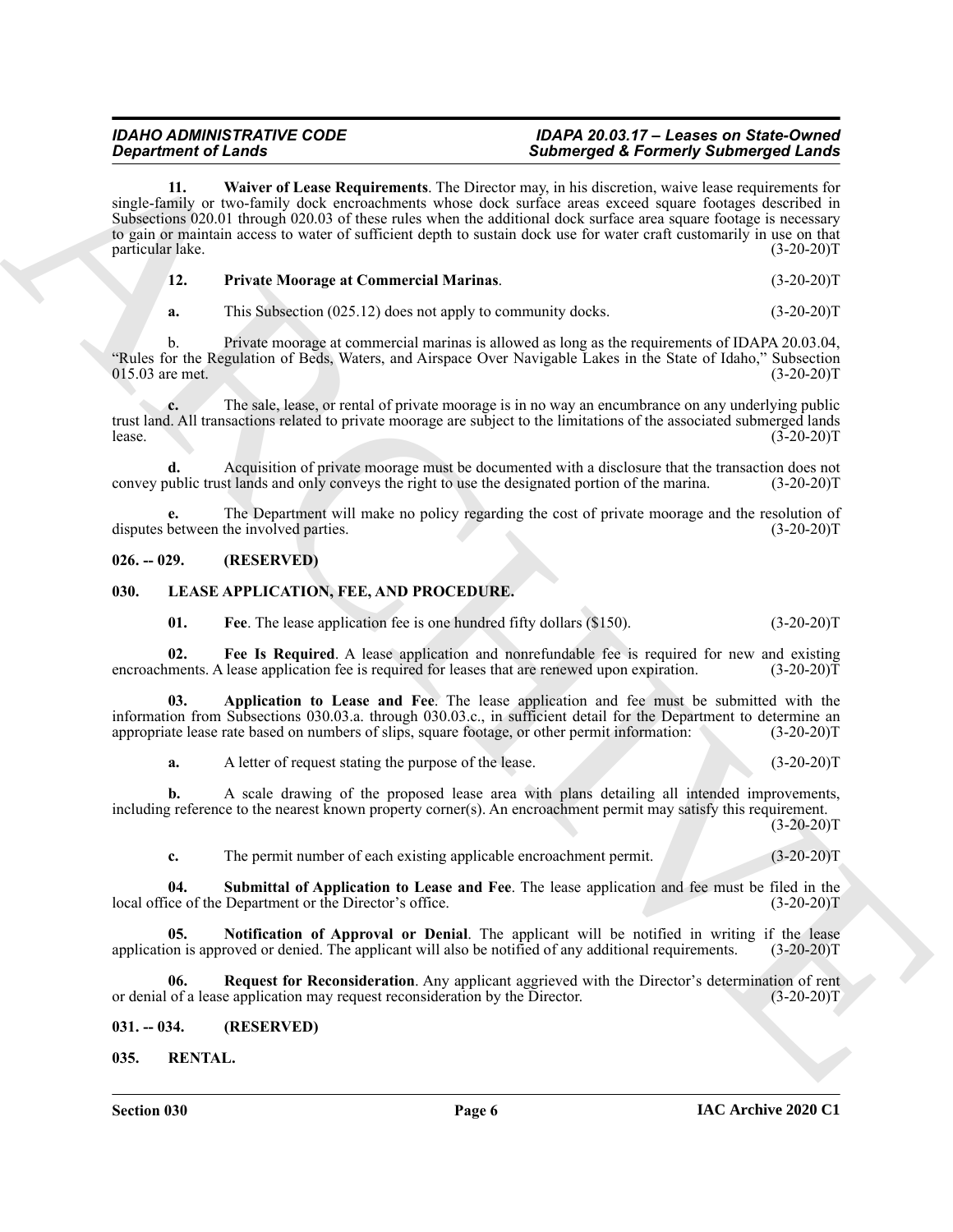**11. Waiver of Lease Requirements**. The Director may, in his discretion, waive lease requirements for single-family or two-family dock encroachments whose dock surface areas exceed square footages described in Subsections 020.01 through 020.03 of these rules when the additional dock surface area square footage is necessary to gain or maintain access to water of sufficient depth to sustain dock use for water craft customarily in use on that particular lake. (3-20-20)T

**12. Private Moorage at Commercial Marinas**. (3-20-20)T

**a.** This Subsection (025.12) does not apply to community docks. (3-20-20)T

b. Private moorage at commercial marinas is allowed as long as the requirements of IDAPA 20.03.04, "Rules for the Regulation of Beds, Waters, and Airspace Over Navigable Lakes in the State of Idaho," Subsection 015.03 are met. (3-20-20)T

**c.** The sale, lease, or rental of private moorage is in no way an encumbrance on any underlying public trust land. All transactions related to private moorage are subject to the limitations of the associated submerged lands lease. (3-20-20)T

**d.** Acquisition of private moorage must be documented with a disclosure that the transaction does not convey public trust lands and only conveys the right to use the designated portion of the marina. (3-20-20)T

**e.** The Department will make no policy regarding the cost of private moorage and the resolution of disputes between the involved parties. (3-20-20)T

## 026. -- 029. (RESERVED)

## 030. LEASE APPLICATION, FEE, AND PROCEDURE.

**01. Fee**. The lease application fee is one hundred fifty dollars ($150). (3-20-20)T

**02. Fee Is Required**. A lease application and nonrefundable fee is required for new and existing encroachments. A lease application fee is required for leases that are renewed upon expiration. (3-20-20)T

**03. Application to Lease and Fee**. The lease application and fee must be submitted with the information from Subsections 030.03.a. through 030.03.c., in sufficient detail for the Department to determine an appropriate lease rate based on numbers of slips, square footage, or other permit information: (3-20-20)T

**a.** A letter of request stating the purpose of the lease. (3-20-20)T

**b.** A scale drawing of the proposed lease area with plans detailing all intended improvements, including reference to the nearest known property corner(s). An encroachment permit may satisfy this requirement. (3-20-20)T

**c.** The permit number of each existing applicable encroachment permit. (3-20-20)T

**04. Submittal of Application to Lease and Fee**. The lease application and fee must be filed in the local office of the Department or the Director's office. (3-20-20)T

**05. Notification of Approval or Denial**. The applicant will be notified in writing if the lease application is approved or denied. The applicant will also be notified of any additional requirements. (3-20-20)T

**06. Request for Reconsideration**. Any applicant aggrieved with the Director's determination of rent or denial of a lease application may request reconsideration by the Director. (3-20-20)T

## 031. -- 034. (RESERVED)

## 035. RENTAL.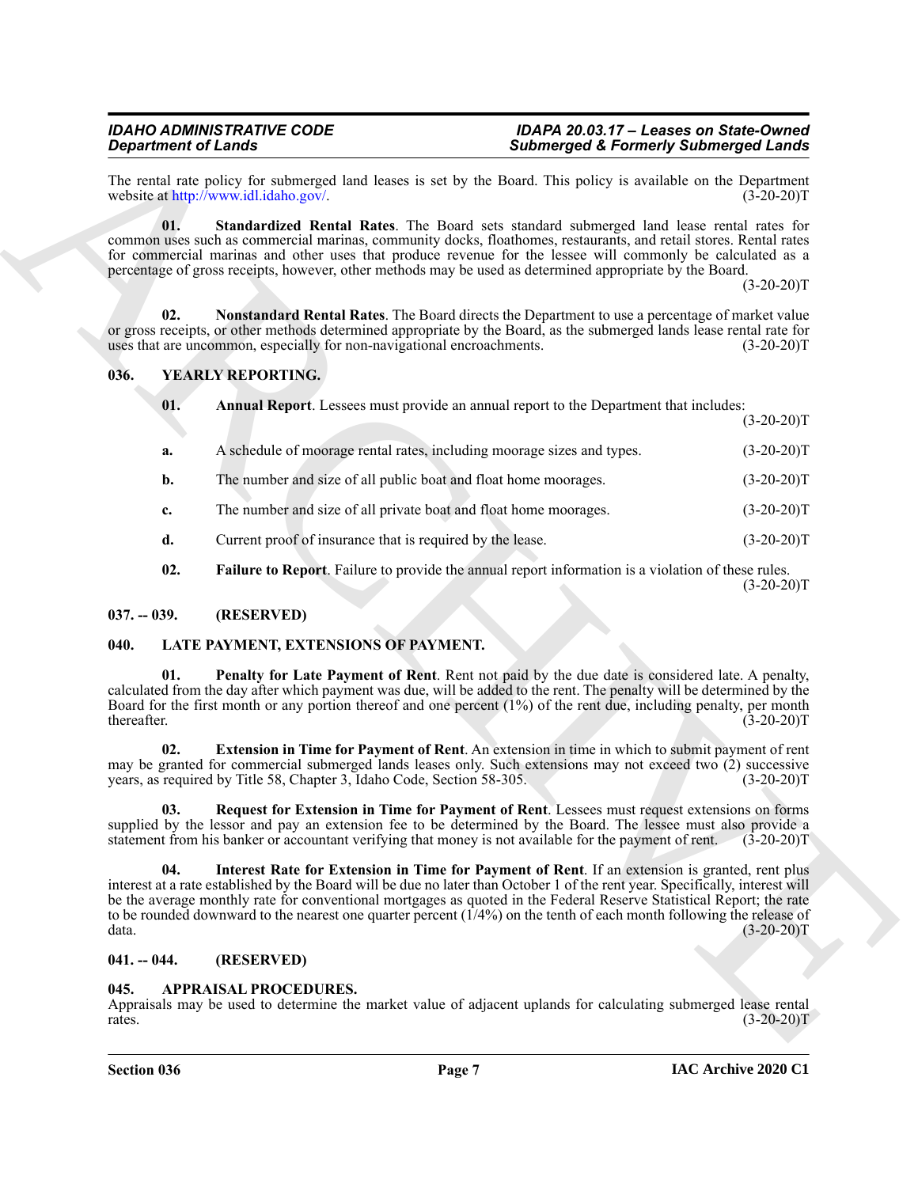The rental rate policy for submerged land leases is set by the Board. This policy is available on the Department website at http://www.idl.idaho.gov/. (3-20-20)T

**01. Standardized Rental Rates**. The Board sets standard submerged land lease rental rates for common uses such as commercial marinas, community docks, floathomes, restaurants, and retail stores. Rental rates for commercial marinas and other uses that produce revenue for the lessee will commonly be calculated as a percentage of gross receipts, however, other methods may be used as determined appropriate by the Board. (3-20-20)T

**02. Nonstandard Rental Rates**. The Board directs the Department to use a percentage of market value or gross receipts, or other methods determined appropriate by the Board, as the submerged lands lease rental rate for uses that are uncommon, especially for non-navigational encroachments. (3-20-20)T

## 036. YEARLY REPORTING.

**01. Annual Report**. Lessees must provide an annual report to the Department that includes: (3-20-20)T

**a.** A schedule of moorage rental rates, including moorage sizes and types. (3-20-20)T

**b.** The number and size of all public boat and float home moorages. (3-20-20)T

**c.** The number and size of all private boat and float home moorages. (3-20-20)T

**d.** Current proof of insurance that is required by the lease. (3-20-20)T

**02. Failure to Report**. Failure to provide the annual report information is a violation of these rules. (3-20-20)T

## 037. -- 039. (RESERVED)

## 040. LATE PAYMENT, EXTENSIONS OF PAYMENT.

**01. Penalty for Late Payment of Rent**. Rent not paid by the due date is considered late. A penalty, calculated from the day after which payment was due, will be added to the rent. The penalty will be determined by the Board for the first month or any portion thereof and one percent (1%) of the rent due, including penalty, per month thereafter. (3-20-20)T

**02. Extension in Time for Payment of Rent**. An extension in time in which to submit payment of rent may be granted for commercial submerged lands leases only. Such extensions may not exceed two (2) successive years, as required by Title 58, Chapter 3, Idaho Code, Section 58-305. (3-20-20)T

**03. Request for Extension in Time for Payment of Rent**. Lessees must request extensions on forms supplied by the lessor and pay an extension fee to be determined by the Board. The lessee must also provide a statement from his banker or accountant verifying that money is not available for the payment of rent. (3-20-20)T

**04. Interest Rate for Extension in Time for Payment of Rent**. If an extension is granted, rent plus interest at a rate established by the Board will be due no later than October 1 of the rent year. Specifically, interest will be the average monthly rate for conventional mortgages as quoted in the Federal Reserve Statistical Report; the rate to be rounded downward to the nearest one quarter percent (1/4%) on the tenth of each month following the release of data. (3-20-20)T

## 041. -- 044. (RESERVED)

## 045. APPRAISAL PROCEDURES.

Appraisals may be used to determine the market value of adjacent uplands for calculating submerged lease rental rates. (3-20-20)T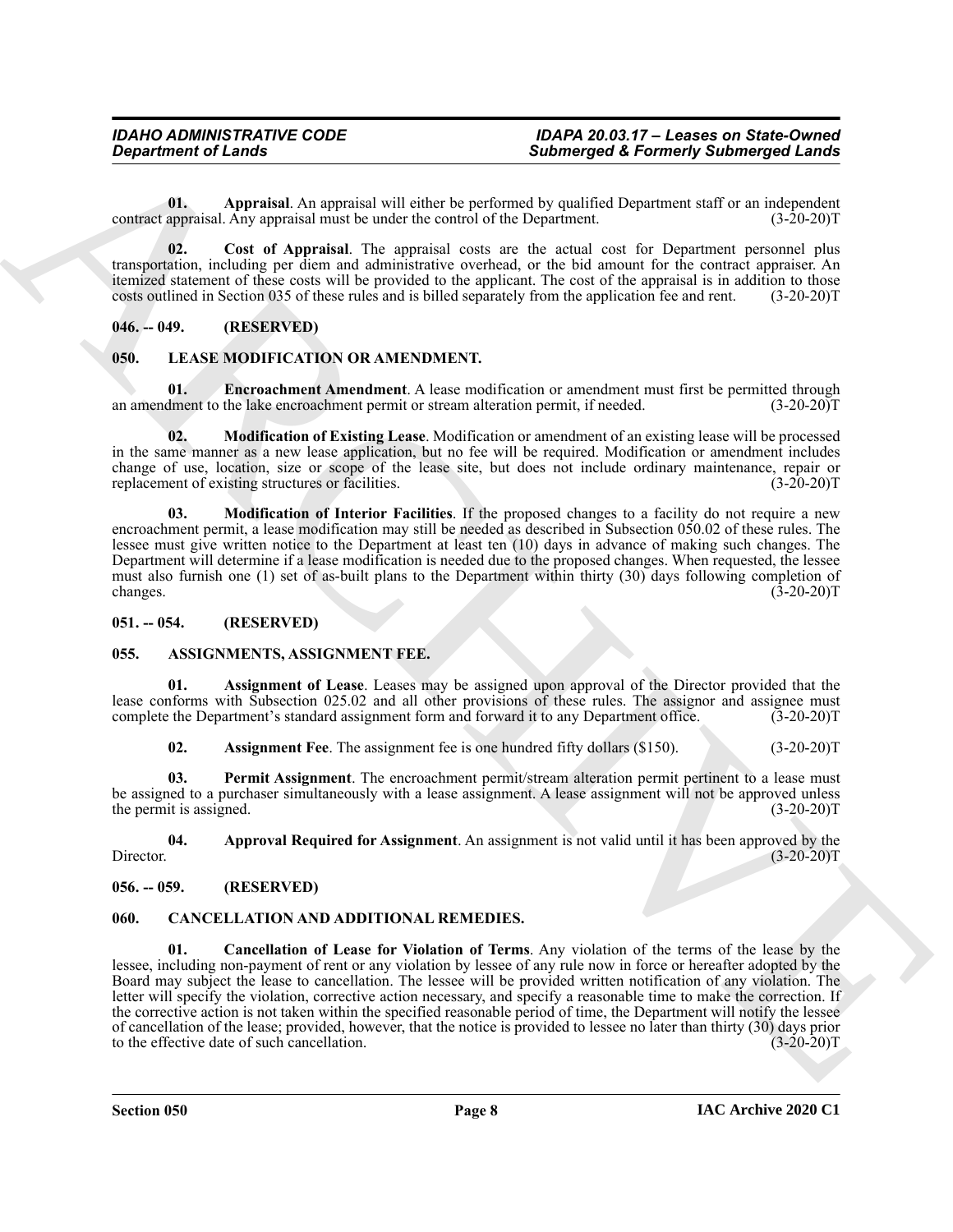**01. Appraisal**. An appraisal will either be performed by qualified Department staff or an independent contract appraisal. Any appraisal must be under the control of the Department. (3-20-20)T

**02. Cost of Appraisal**. The appraisal costs are the actual cost for Department personnel plus transportation, including per diem and administrative overhead, or the bid amount for the contract appraiser. An itemized statement of these costs will be provided to the applicant. The cost of the appraisal is in addition to those costs outlined in Section 035 of these rules and is billed separately from the application fee and rent. (3-20-20)T

## 046. -- 049. (RESERVED)

## 050. LEASE MODIFICATION OR AMENDMENT.

**01. Encroachment Amendment**. A lease modification or amendment must first be permitted through an amendment to the lake encroachment permit or stream alteration permit, if needed. (3-20-20)T

**02. Modification of Existing Lease**. Modification or amendment of an existing lease will be processed in the same manner as a new lease application, but no fee will be required. Modification or amendment includes change of use, location, size or scope of the lease site, but does not include ordinary maintenance, repair or replacement of existing structures or facilities. (3-20-20)T

**03. Modification of Interior Facilities**. If the proposed changes to a facility do not require a new encroachment permit, a lease modification may still be needed as described in Subsection 050.02 of these rules. The lessee must give written notice to the Department at least ten (10) days in advance of making such changes. The Department will determine if a lease modification is needed due to the proposed changes. When requested, the lessee must also furnish one (1) set of as-built plans to the Department within thirty (30) days following completion of changes. (3-20-20)T

## 051. -- 054. (RESERVED)

## 055. ASSIGNMENTS, ASSIGNMENT FEE.

**01. Assignment of Lease**. Leases may be assigned upon approval of the Director provided that the lease conforms with Subsection 025.02 and all other provisions of these rules. The assignor and assignee must complete the Department's standard assignment form and forward it to any Department office. (3-20-20)T

**02. Assignment Fee**. The assignment fee is one hundred fifty dollars ($150). (3-20-20)T

**03. Permit Assignment**. The encroachment permit/stream alteration permit pertinent to a lease must be assigned to a purchaser simultaneously with a lease assignment. A lease assignment will not be approved unless the permit is assigned. (3-20-20)T

**04. Approval Required for Assignment**. An assignment is not valid until it has been approved by the Director. (3-20-20)T

## 056. -- 059. (RESERVED)

## 060. CANCELLATION AND ADDITIONAL REMEDIES.

**01. Cancellation of Lease for Violation of Terms**. Any violation of the terms of the lease by the lessee, including non-payment of rent or any violation by lessee of any rule now in force or hereafter adopted by the Board may subject the lease to cancellation. The lessee will be provided written notification of any violation. The letter will specify the violation, corrective action necessary, and specify a reasonable time to make the correction. If the corrective action is not taken within the specified reasonable period of time, the Department will notify the lessee of cancellation of the lease; provided, however, that the notice is provided to lessee no later than thirty (30) days prior to the effective date of such cancellation. (3-20-20)T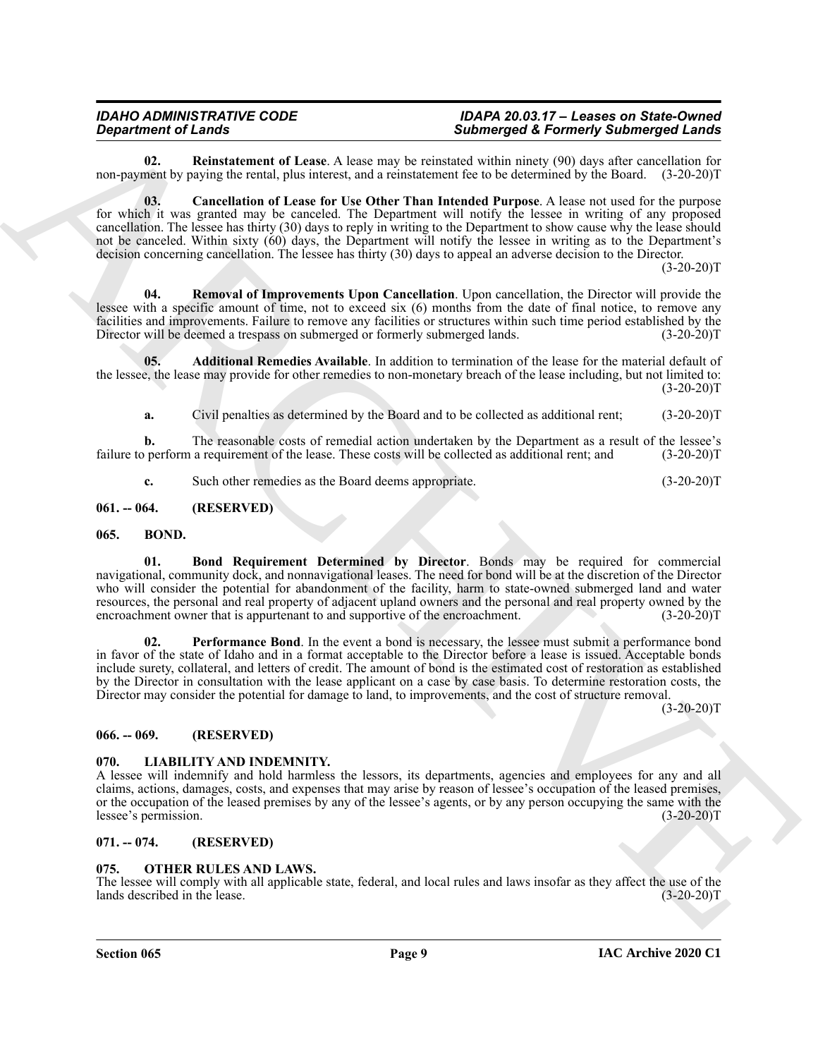**02. Reinstatement of Lease**. A lease may be reinstated within ninety (90) days after cancellation for non-payment by paying the rental, plus interest, and a reinstatement fee to be determined by the Board. (3-20-20)T

**03. Cancellation of Lease for Use Other Than Intended Purpose**. A lease not used for the purpose for which it was granted may be canceled. The Department will notify the lessee in writing of any proposed cancellation. The lessee has thirty (30) days to reply in writing to the Department to show cause why the lease should not be canceled. Within sixty (60) days, the Department will notify the lessee in writing as to the Department's decision concerning cancellation. The lessee has thirty (30) days to appeal an adverse decision to the Director. (3-20-20)T

**04. Removal of Improvements Upon Cancellation**. Upon cancellation, the Director will provide the lessee with a specific amount of time, not to exceed six (6) months from the date of final notice, to remove any facilities and improvements. Failure to remove any facilities or structures within such time period established by the Director will be deemed a trespass on submerged or formerly submerged lands. (3-20-20)T

**05. Additional Remedies Available**. In addition to termination of the lease for the material default of the lessee, the lease may provide for other remedies to non-monetary breach of the lease including, but not limited to: (3-20-20)T

**a.** Civil penalties as determined by the Board and to be collected as additional rent; (3-20-20)T

**b.** The reasonable costs of remedial action undertaken by the Department as a result of the lessee's failure to perform a requirement of the lease. These costs will be collected as additional rent; and (3-20-20)T

**c.** Such other remedies as the Board deems appropriate. (3-20-20)T

## 061. -- 064. (RESERVED)

## 065. BOND.

**01. Bond Requirement Determined by Director**. Bonds may be required for commercial navigational, community dock, and nonnavigational leases. The need for bond will be at the discretion of the Director who will consider the potential for abandonment of the facility, harm to state-owned submerged land and water resources, the personal and real property of adjacent upland owners and the personal and real property owned by the encroachment owner that is appurtenant to and supportive of the encroachment. (3-20-20)T

**02. Performance Bond**. In the event a bond is necessary, the lessee must submit a performance bond in favor of the state of Idaho and in a format acceptable to the Director before a lease is issued. Acceptable bonds include surety, collateral, and letters of credit. The amount of bond is the estimated cost of restoration as established by the Director in consultation with the lease applicant on a case by case basis. To determine restoration costs, the Director may consider the potential for damage to land, to improvements, and the cost of structure removal. (3-20-20)T

## 066. -- 069. (RESERVED)

## 070. LIABILITY AND INDEMNITY.

A lessee will indemnify and hold harmless the lessors, its departments, agencies and employees for any and all claims, actions, damages, costs, and expenses that may arise by reason of lessee's occupation of the leased premises, or the occupation of the leased premises by any of the lessee's agents, or by any person occupying the same with the lessee's permission. (3-20-20)T

## 071. -- 074. (RESERVED)

## 075. OTHER RULES AND LAWS.

The lessee will comply with all applicable state, federal, and local rules and laws insofar as they affect the use of the lands described in the lease. (3-20-20)T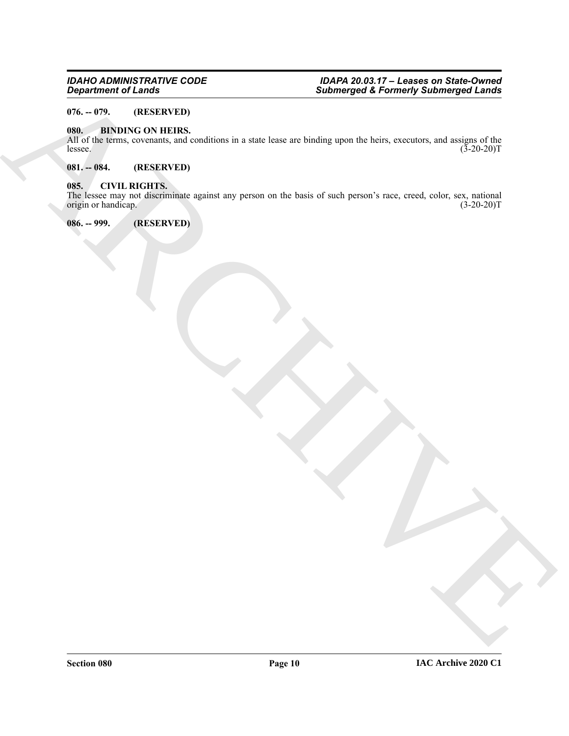**076. -- 079. (RESERVED)**

**080. BINDING ON HEIRS.**

All of the terms, covenants, and conditions in a state lease are binding upon the heirs, executors, and assigns of the lessee. (3-20-20)T

**081. -- 084. (RESERVED)**

**085. CIVIL RIGHTS.**

The lessee may not discriminate against any person on the basis of such person's race, creed, color, sex, national origin or handicap. (3-20-20)T

**086. -- 999. (RESERVED)**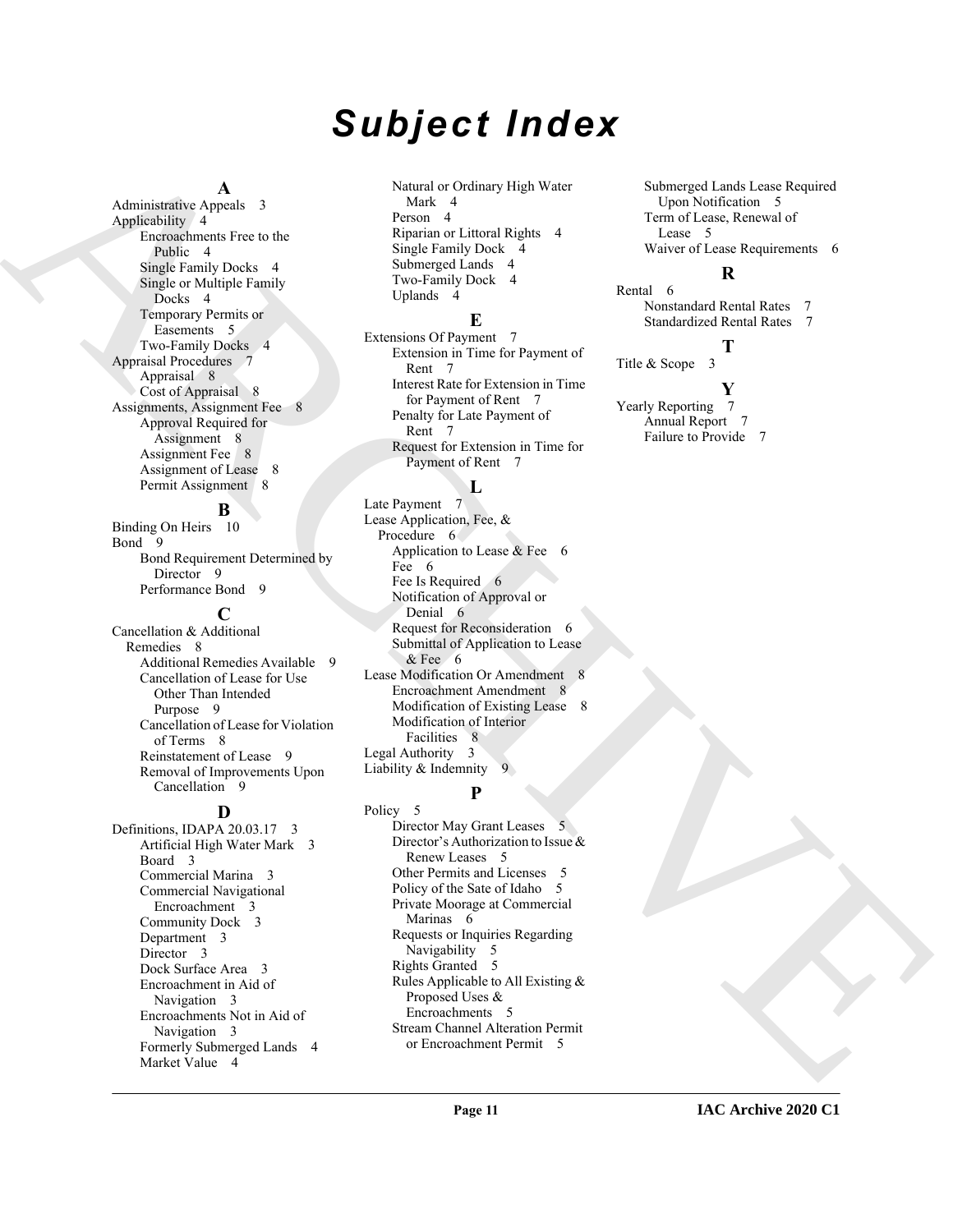# Subject Index

**A**

Administrative Appeals 3
Applicability 4
- Encroachments Free to the Public 4
- Single Family Docks 4
- Single or Multiple Family Docks 4
- Temporary Permits or Easements 5
- Two-Family Docks 4

Appraisal Procedures 7
- Appraisal 8
- Cost of Appraisal 8

Assignments, Assignment Fee 8
- Approval Required for Assignment 8
- Assignment Fee 8
- Assignment of Lease 8
- Permit Assignment 8

**B**

Binding On Heirs 10
Bond 9
- Bond Requirement Determined by Director 9
- Performance Bond 9

**C**

Cancellation & Additional Remedies 8
- Additional Remedies Available 9
- Cancellation of Lease for Use Other Than Intended Purpose 9
- Cancellation of Lease for Violation of Terms 8
- Reinstatement of Lease 9
- Removal of Improvements Upon Cancellation 9

**D**

Definitions, IDAPA 20.03.17 3
- Artificial High Water Mark 3
- Board 3
- Commercial Marina 3
- Commercial Navigational Encroachment 3
- Community Dock 3
- Department 3
- Director 3
- Dock Surface Area 3
- Encroachment in Aid of Navigation 3
- Encroachments Not in Aid of Navigation 3
- Formerly Submerged Lands 4
- Market Value 4
- Natural or Ordinary High Water Mark 4
- Person 4
- Riparian or Littoral Rights 4
- Single Family Dock 4
- Submerged Lands 4
- Two-Family Dock 4
- Uplands 4

**E**

Extensions Of Payment 7
- Extension in Time for Payment of Rent 7
- Interest Rate for Extension in Time for Payment of Rent 7
- Penalty for Late Payment of Rent 7
- Request for Extension in Time for Payment of Rent 7

**L**

Late Payment 7
Lease Application, Fee, & Procedure 6
- Application to Lease & Fee 6
- Fee 6
- Fee Is Required 6
- Notification of Approval or Denial 6
- Request for Reconsideration 6
- Submittal of Application to Lease & Fee 6

Lease Modification Or Amendment 8
- Encroachment Amendment 8
- Modification of Existing Lease 8
- Modification of Interior Facilities 8

Legal Authority 3
Liability & Indemnity 9

**P**

Policy 5
- Director May Grant Leases 5
- Director's Authorization to Issue & Renew Leases 5
- Other Permits and Licenses 5
- Policy of the Sate of Idaho 5
- Private Moorage at Commercial Marinas 6
- Requests or Inquiries Regarding Navigability 5
- Rights Granted 5
- Rules Applicable to All Existing & Proposed Uses & Encroachments 5
- Stream Channel Alteration Permit or Encroachment Permit 5
- Submerged Lands Lease Required Upon Notification 5
- Term of Lease, Renewal of Lease 5
- Waiver of Lease Requirements 6

**R**

Rental 6
- Nonstandard Rental Rates 7
- Standardized Rental Rates 7

**T**

Title & Scope 3

**Y**

Yearly Reporting 7
- Annual Report 7
- Failure to Provide 7